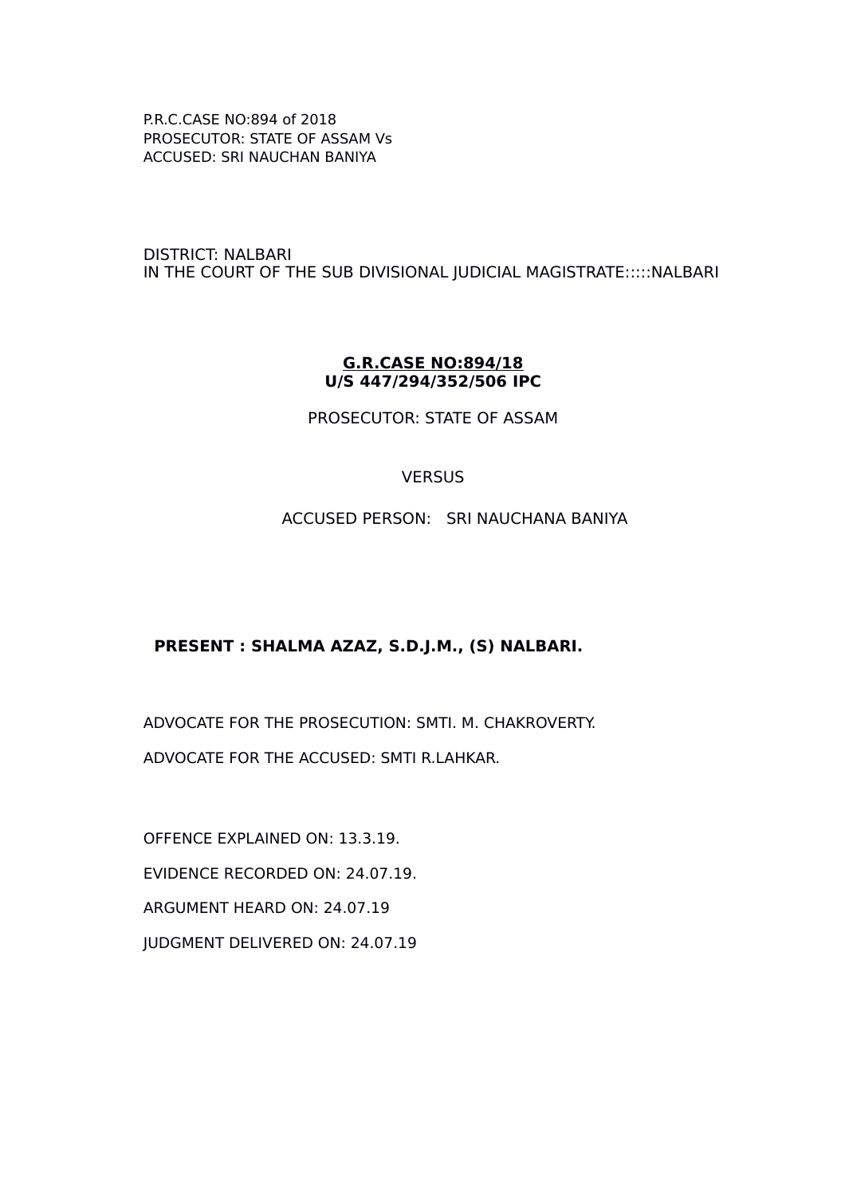P.R.C.CASE NO:894 of 2018
PROSECUTOR: STATE OF ASSAM Vs
ACCUSED: SRI NAUCHAN BANIYA

DISTRICT: NALBARI
IN THE COURT OF THE SUB DIVISIONAL JUDICIAL MAGISTRATE:::::NALBARI

**G.R.CASE NO:894/18**
**U/S 447/294/352/506 IPC**

PROSECUTOR: STATE OF ASSAM

VERSUS

ACCUSED PERSON: SRI NAUCHANA BANIYA

**PRESENT : SHALMA AZAZ, S.D.J.M., (S) NALBARI.**

ADVOCATE FOR THE PROSECUTION: SMTI. M. CHAKROVERTY.

ADVOCATE FOR THE ACCUSED: SMTI R.LAHKAR.

OFFENCE EXPLAINED ON: 13.3.19.

EVIDENCE RECORDED ON: 24.07.19.

ARGUMENT HEARD ON: 24.07.19

JUDGMENT DELIVERED ON: 24.07.19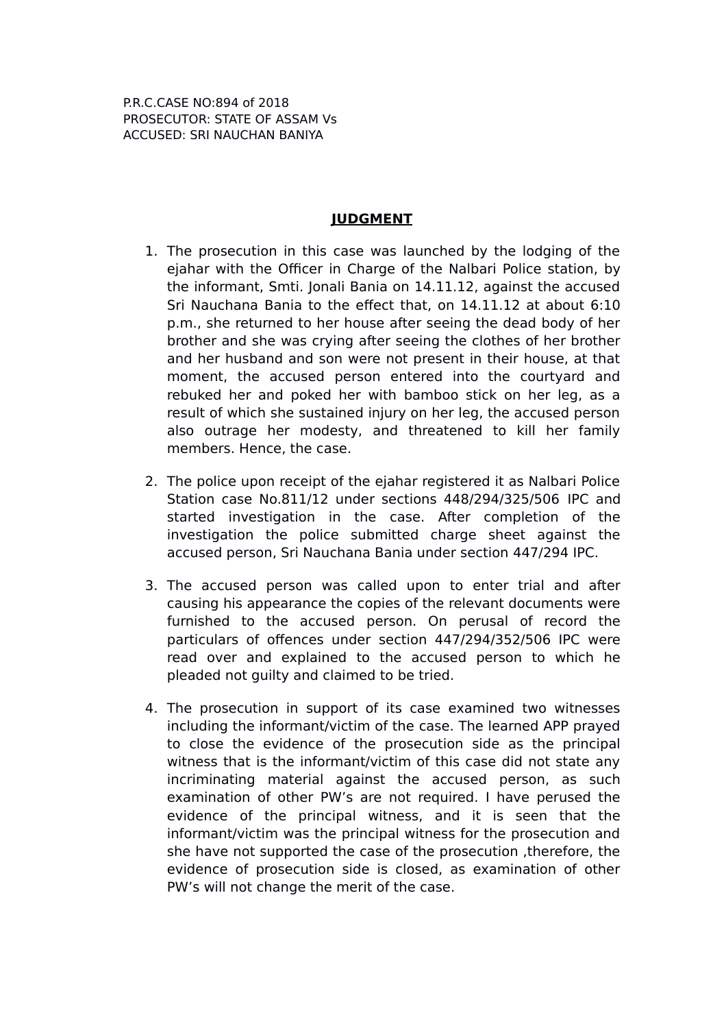P.R.C.CASE NO:894 of 2018
PROSECUTOR: STATE OF ASSAM Vs
ACCUSED: SRI NAUCHAN BANIYA

## JUDGMENT

1. The prosecution in this case was launched by the lodging of the ejahar with the Officer in Charge of the Nalbari Police station, by the informant, Smti. Jonali Bania on 14.11.12, against the accused Sri Nauchana Bania to the effect that, on 14.11.12 at about 6:10 p.m., she returned to her house after seeing the dead body of her brother and she was crying after seeing the clothes of her brother and her husband and son were not present in their house, at that moment, the accused person entered into the courtyard and rebuked her and poked her with bamboo stick on her leg, as a result of which she sustained injury on her leg, the accused person also outrage her modesty, and threatened to kill her family members. Hence, the case.

2. The police upon receipt of the ejahar registered it as Nalbari Police Station case No.811/12 under sections 448/294/325/506 IPC and started investigation in the case. After completion of the investigation the police submitted charge sheet against the accused person, Sri Nauchana Bania under section 447/294 IPC.

3. The accused person was called upon to enter trial and after causing his appearance the copies of the relevant documents were furnished to the accused person. On perusal of record the particulars of offences under section 447/294/352/506 IPC were read over and explained to the accused person to which he pleaded not guilty and claimed to be tried.

4. The prosecution in support of its case examined two witnesses including the informant/victim of the case. The learned APP prayed to close the evidence of the prosecution side as the principal witness that is the informant/victim of this case did not state any incriminating material against the accused person, as such examination of other PW's are not required. I have perused the evidence of the principal witness, and it is seen that the informant/victim was the principal witness for the prosecution and she have not supported the case of the prosecution ,therefore, the evidence of prosecution side is closed, as examination of other PW's will not change the merit of the case.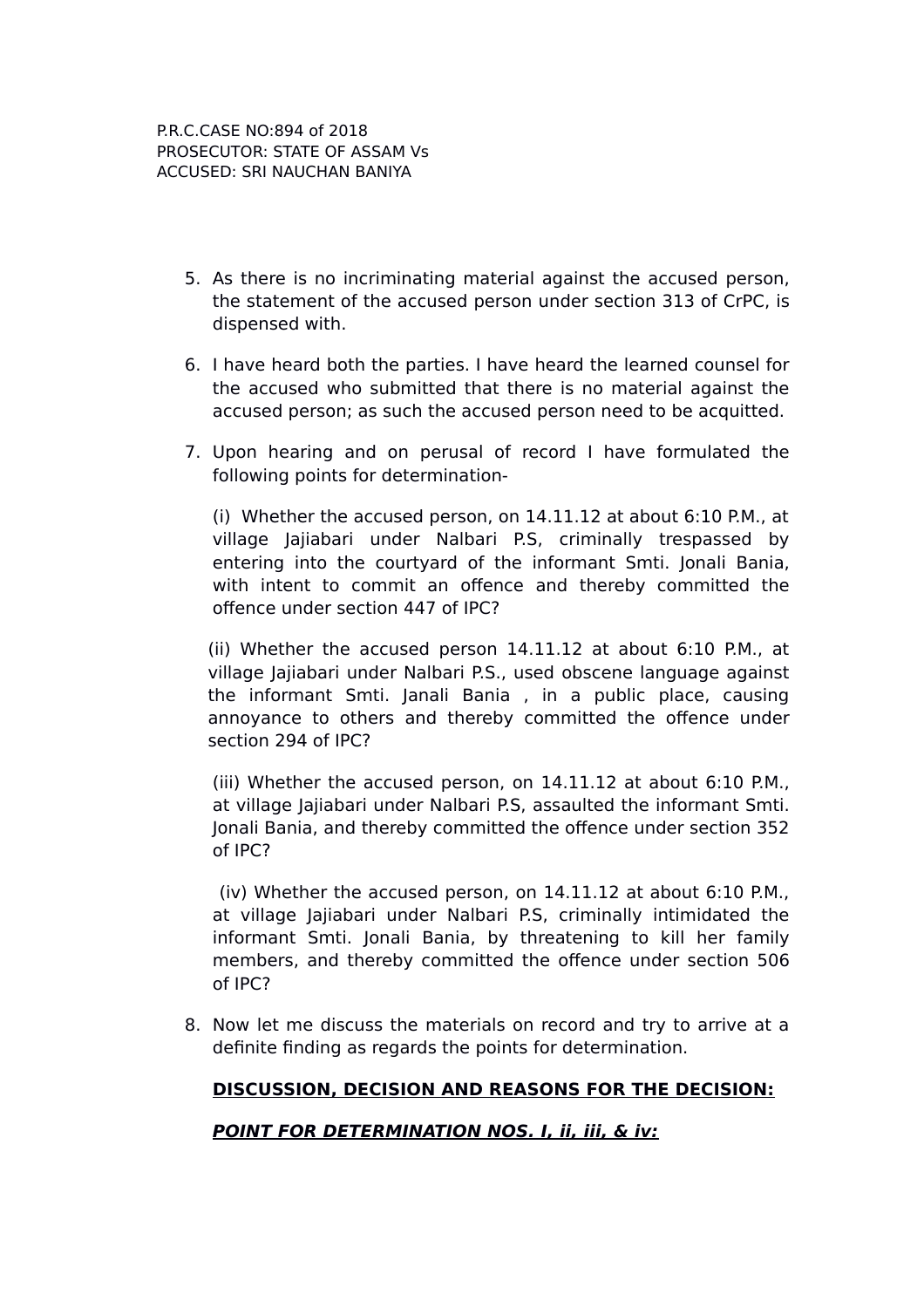P.R.C.CASE NO:894 of 2018
PROSECUTOR: STATE OF ASSAM Vs
ACCUSED: SRI NAUCHAN BANIYA

5. As there is no incriminating material against the accused person, the statement of the accused person under section 313 of CrPC, is dispensed with.

6. I have heard both the parties. I have heard the learned counsel for the accused who submitted that there is no material against the accused person; as such the accused person need to be acquitted.

7. Upon hearing and on perusal of record I have formulated the following points for determination-

   (i) Whether the accused person, on 14.11.12 at about 6:10 P.M., at village Jajiabari under Nalbari P.S, criminally trespassed by entering into the courtyard of the informant Smti. Jonali Bania, with intent to commit an offence and thereby committed the offence under section 447 of IPC?

   (ii) Whether the accused person 14.11.12 at about 6:10 P.M., at village Jajiabari under Nalbari P.S., used obscene language against the informant Smti. Janali Bania , in a public place, causing annoyance to others and thereby committed the offence under section 294 of IPC?

   (iii) Whether the accused person, on 14.11.12 at about 6:10 P.M., at village Jajiabari under Nalbari P.S, assaulted the informant Smti. Jonali Bania, and thereby committed the offence under section 352 of IPC?

   (iv) Whether the accused person, on 14.11.12 at about 6:10 P.M., at village Jajiabari under Nalbari P.S, criminally intimidated the informant Smti. Jonali Bania, by threatening to kill her family members, and thereby committed the offence under section 506 of IPC?

8. Now let me discuss the materials on record and try to arrive at a definite finding as regards the points for determination.

   **<u>DISCUSSION, DECISION AND REASONS FOR THE DECISION:</u>**

   ***<u>POINT FOR DETERMINATION NOS. I, ii, iii, & iv:</u>***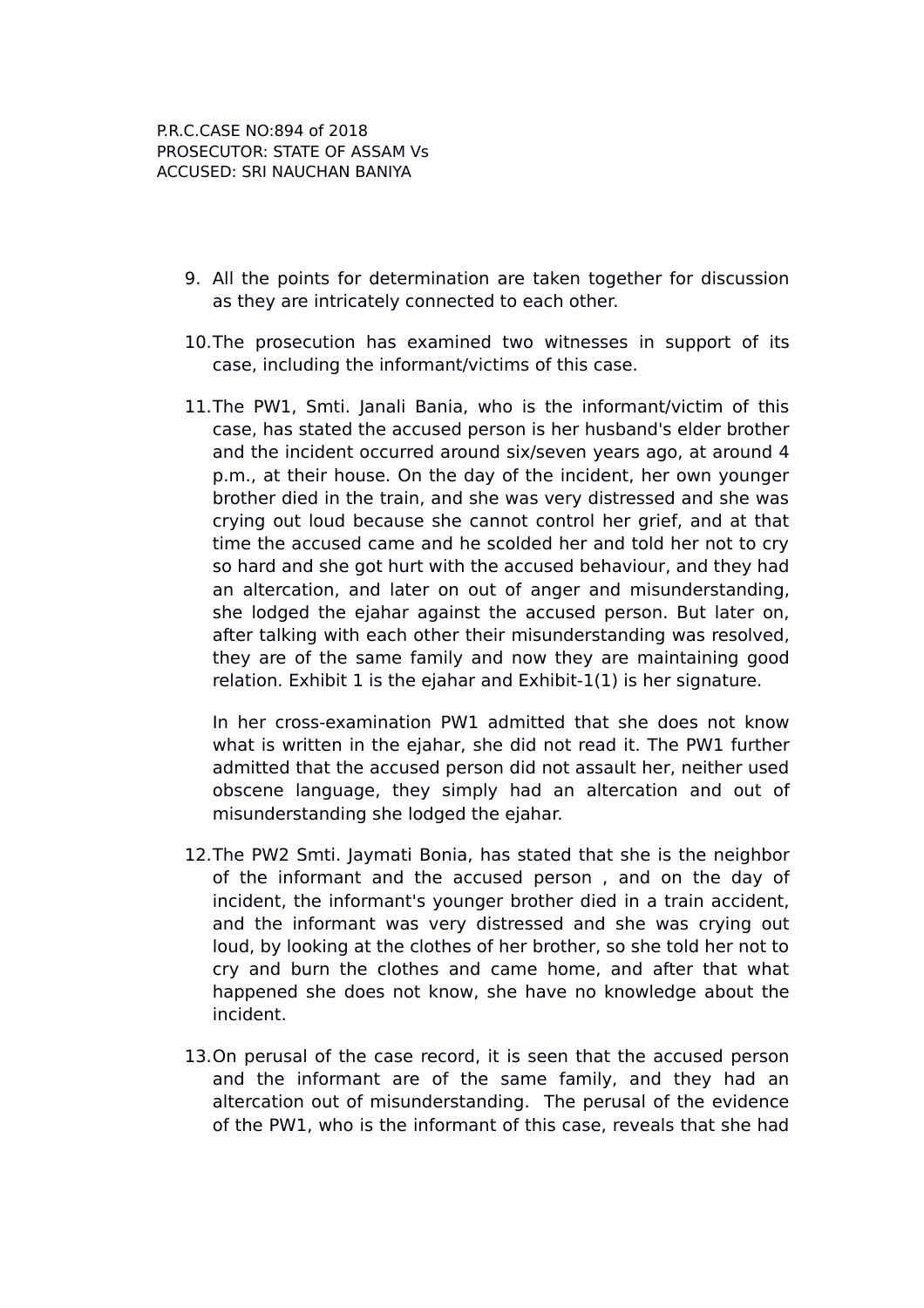P.R.C.CASE NO:894 of 2018
PROSECUTOR: STATE OF ASSAM Vs
ACCUSED: SRI NAUCHAN BANIYA

9. All the points for determination are taken together for discussion as they are intricately connected to each other.

10. The prosecution has examined two witnesses in support of its case, including the informant/victims of this case.

11. The PW1, Smti. Janali Bania, who is the informant/victim of this case, has stated the accused person is her husband's elder brother and the incident occurred around six/seven years ago, at around 4 p.m., at their house. On the day of the incident, her own younger brother died in the train, and she was very distressed and she was crying out loud because she cannot control her grief, and at that time the accused came and he scolded her and told her not to cry so hard and she got hurt with the accused behaviour, and they had an altercation, and later on out of anger and misunderstanding, she lodged the ejahar against the accused person. But later on, after talking with each other their misunderstanding was resolved, they are of the same family and now they are maintaining good relation. Exhibit 1 is the ejahar and Exhibit-1(1) is her signature.

    In her cross-examination PW1 admitted that she does not know what is written in the ejahar, she did not read it. The PW1 further admitted that the accused person did not assault her, neither used obscene language, they simply had an altercation and out of misunderstanding she lodged the ejahar.

12. The PW2 Smti. Jaymati Bonia, has stated that she is the neighbor of the informant and the accused person , and on the day of incident, the informant's younger brother died in a train accident, and the informant was very distressed and she was crying out loud, by looking at the clothes of her brother, so she told her not to cry and burn the clothes and came home, and after that what happened she does not know, she have no knowledge about the incident.

13. On perusal of the case record, it is seen that the accused person and the informant are of the same family, and they had an altercation out of misunderstanding. The perusal of the evidence of the PW1, who is the informant of this case, reveals that she had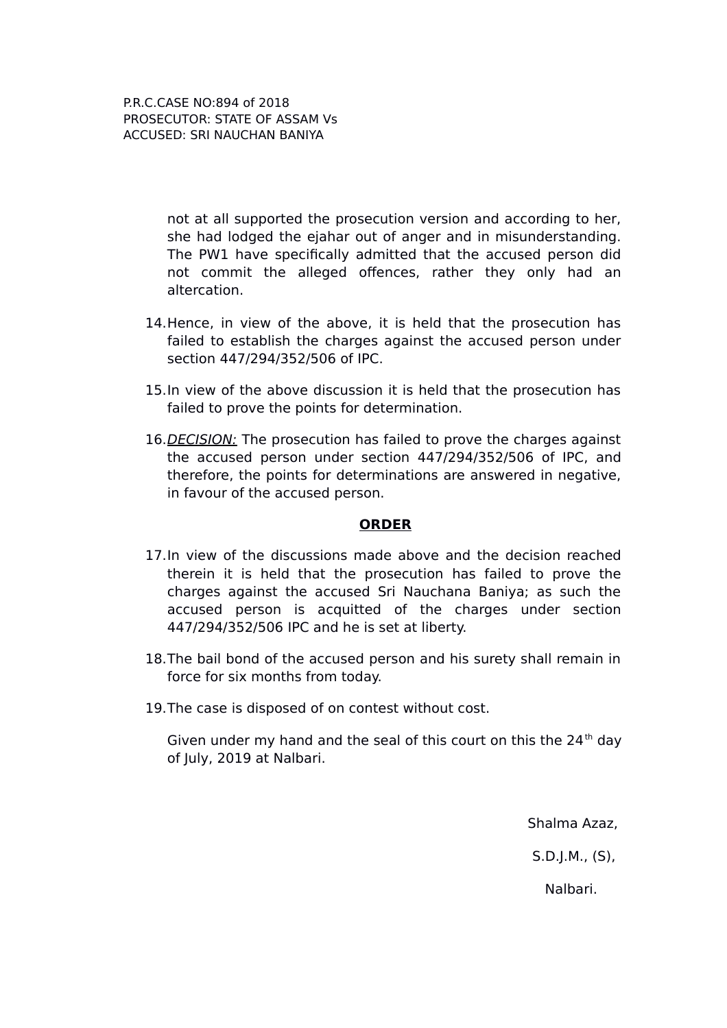not at all supported the prosecution version and according to her, she had lodged the ejahar out of anger and in misunderstanding. The PW1 have specifically admitted that the accused person did not commit the alleged offences, rather they only had an altercation.

14. Hence, in view of the above, it is held that the prosecution has failed to establish the charges against the accused person under section 447/294/352/506 of IPC.

15. In view of the above discussion it is held that the prosecution has failed to prove the points for determination.

16. *DECISION:* The prosecution has failed to prove the charges against the accused person under section 447/294/352/506 of IPC, and therefore, the points for determinations are answered in negative, in favour of the accused person.

## ORDER

17. In view of the discussions made above and the decision reached therein it is held that the prosecution has failed to prove the charges against the accused Sri Nauchana Baniya; as such the accused person is acquitted of the charges under section 447/294/352/506 IPC and he is set at liberty.

18. The bail bond of the accused person and his surety shall remain in force for six months from today.

19. The case is disposed of on contest without cost.

Given under my hand and the seal of this court on this the 24th day of July, 2019 at Nalbari.

Shalma Azaz,

S.D.J.M., (S),

Nalbari.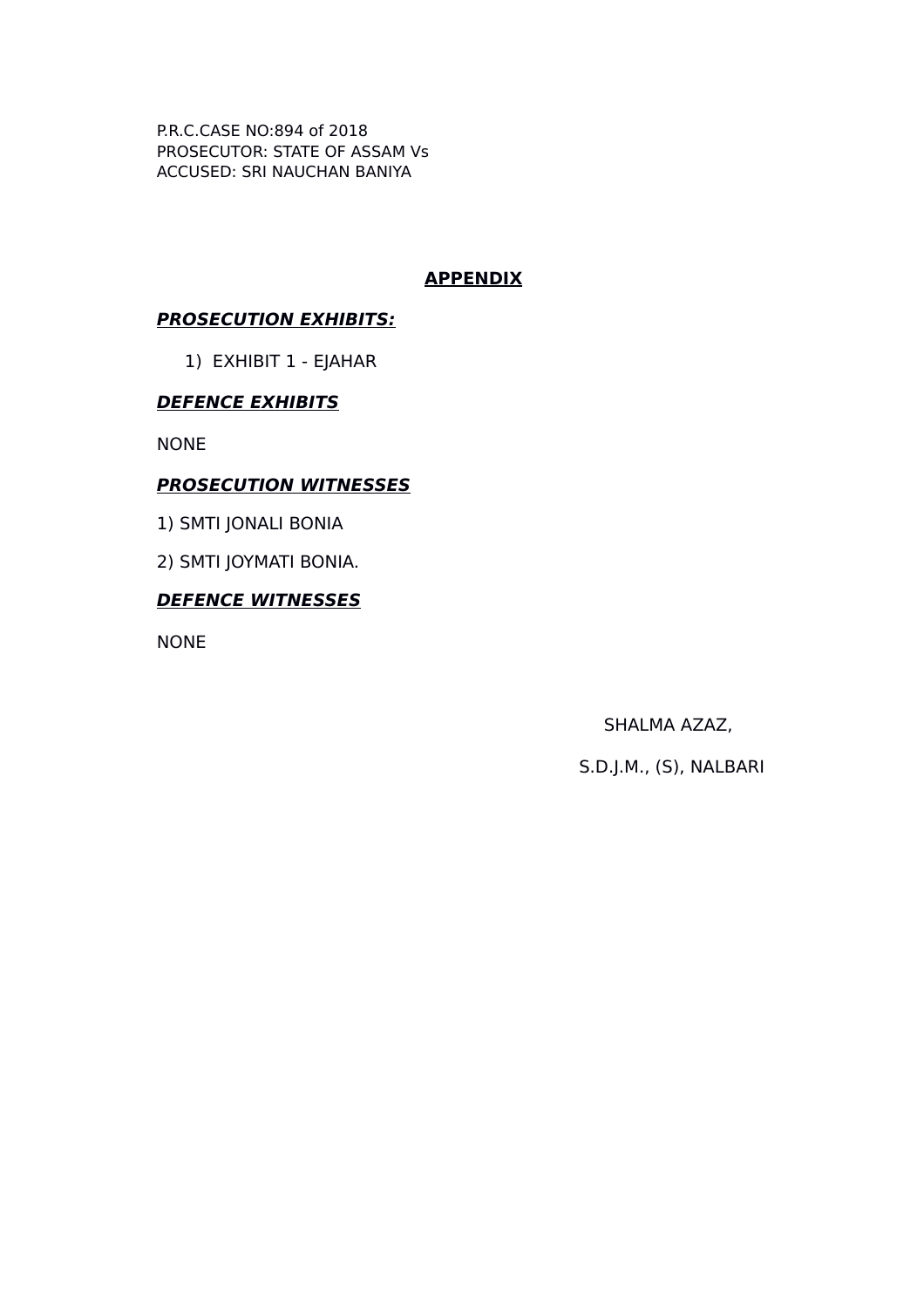P.R.C.CASE NO:894 of 2018
PROSECUTOR: STATE OF ASSAM Vs
ACCUSED: SRI NAUCHAN BANIYA

## APPENDIX

***PROSECUTION EXHIBITS:***

1) EXHIBIT 1 - EJAHAR

***DEFENCE EXHIBITS***

NONE

***PROSECUTION WITNESSES***

1) SMTI JONALI BONIA

2) SMTI JOYMATI BONIA.

***DEFENCE WITNESSES***

NONE

SHALMA AZAZ,

S.D.J.M., (S), NALBARI